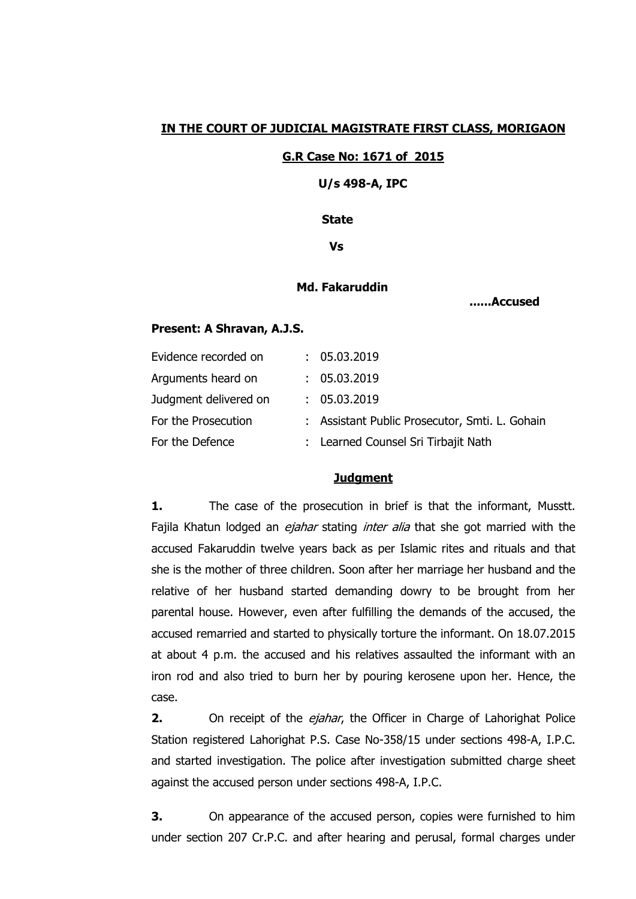**IN THE COURT OF JUDICIAL MAGISTRATE FIRST CLASS, MORIGAON**

**G.R Case No: 1671 of 2015**

**U/s 498-A, IPC**

**State**

**Vs**

**Md. Fakaruddin** **......Accused**

**Present: A Shravan, A.J.S.**

| | | |
|---|---|---|
| Evidence recorded on | : | 05.03.2019 |
| Arguments heard on | : | 05.03.2019 |
| Judgment delivered on | : | 05.03.2019 |
| For the Prosecution | : | Assistant Public Prosecutor, Smti. L. Gohain |
| For the Defence | : | Learned Counsel Sri Tirbajit Nath |

## **Judgment**

**1.** The case of the prosecution in brief is that the informant, Musstt. Fajila Khatun lodged an *ejahar* stating *inter alia* that she got married with the accused Fakaruddin twelve years back as per Islamic rites and rituals and that she is the mother of three children. Soon after her marriage her husband and the relative of her husband started demanding dowry to be brought from her parental house. However, even after fulfilling the demands of the accused, the accused remarried and started to physically torture the informant. On 18.07.2015 at about 4 p.m. the accused and his relatives assaulted the informant with an iron rod and also tried to burn her by pouring kerosene upon her. Hence, the case.

**2.** On receipt of the *ejahar*, the Officer in Charge of Lahorighat Police Station registered Lahorighat P.S. Case No-358/15 under sections 498-A, I.P.C. and started investigation. The police after investigation submitted charge sheet against the accused person under sections 498-A, I.P.C.

**3.** On appearance of the accused person, copies were furnished to him under section 207 Cr.P.C. and after hearing and perusal, formal charges under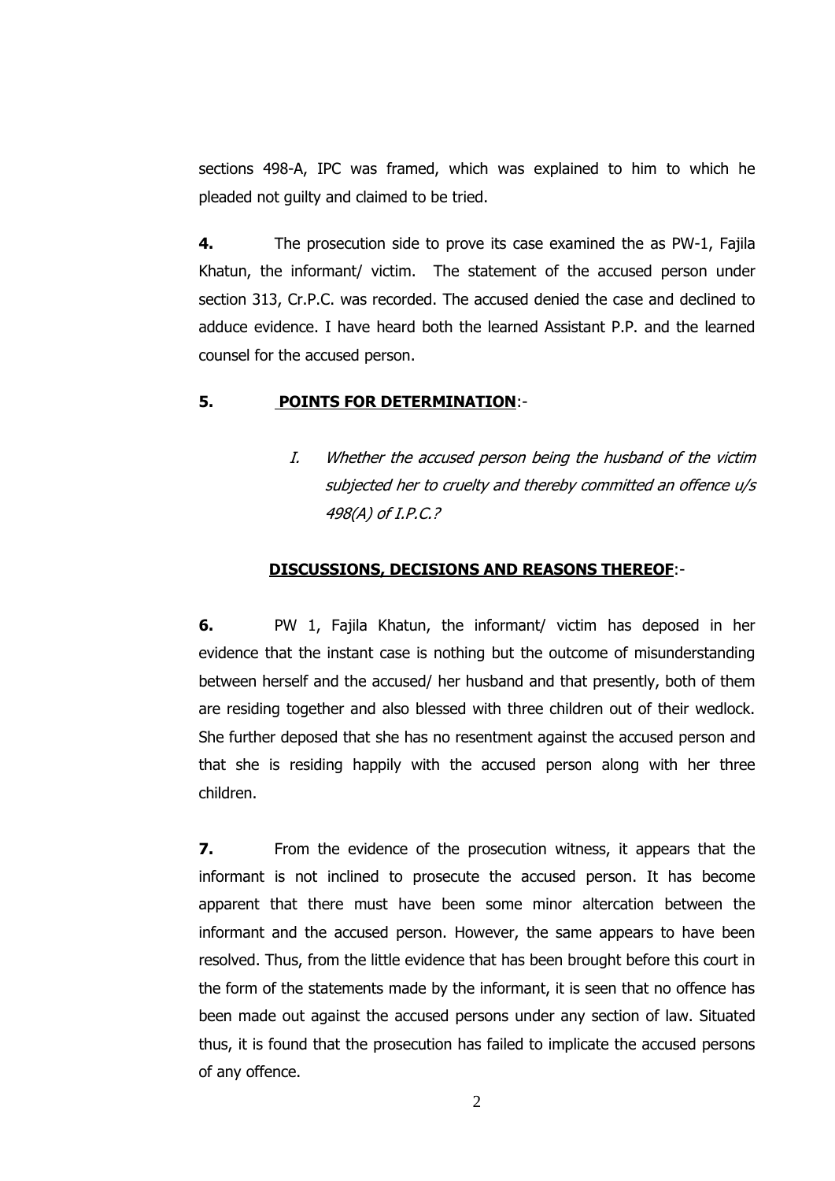sections 498-A, IPC was framed, which was explained to him to which he pleaded not guilty and claimed to be tried.

**4.** The prosecution side to prove its case examined the as PW-1, Fajila Khatun, the informant/ victim. The statement of the accused person under section 313, Cr.P.C. was recorded. The accused denied the case and declined to adduce evidence. I have heard both the learned Assistant P.P. and the learned counsel for the accused person.

**5.** **POINTS FOR DETERMINATION**:-

> I. *Whether the accused person being the husband of the victim subjected her to cruelty and thereby committed an offence u/s 498(A) of I.P.C.?*

**DISCUSSIONS, DECISIONS AND REASONS THEREOF**:-

**6.** PW 1, Fajila Khatun, the informant/ victim has deposed in her evidence that the instant case is nothing but the outcome of misunderstanding between herself and the accused/ her husband and that presently, both of them are residing together and also blessed with three children out of their wedlock. She further deposed that she has no resentment against the accused person and that she is residing happily with the accused person along with her three children.

**7.** From the evidence of the prosecution witness, it appears that the informant is not inclined to prosecute the accused person. It has become apparent that there must have been some minor altercation between the informant and the accused person. However, the same appears to have been resolved. Thus, from the little evidence that has been brought before this court in the form of the statements made by the informant, it is seen that no offence has been made out against the accused persons under any section of law. Situated thus, it is found that the prosecution has failed to implicate the accused persons of any offence.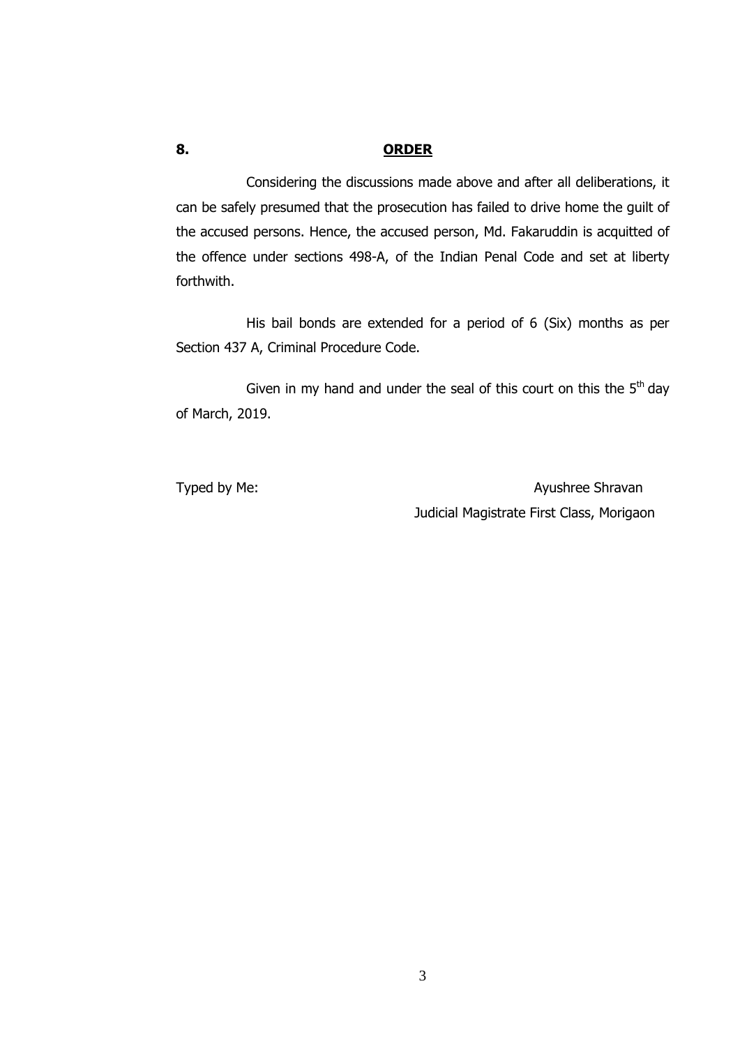## 8. ORDER

Considering the discussions made above and after all deliberations, it can be safely presumed that the prosecution has failed to drive home the guilt of the accused persons. Hence, the accused person, Md. Fakaruddin is acquitted of the offence under sections 498-A, of the Indian Penal Code and set at liberty forthwith.

His bail bonds are extended for a period of 6 (Six) months as per Section 437 A, Criminal Procedure Code.

Given in my hand and under the seal of this court on this the 5th day of March, 2019.

Typed by Me:

Ayushree Shravan
Judicial Magistrate First Class, Morigaon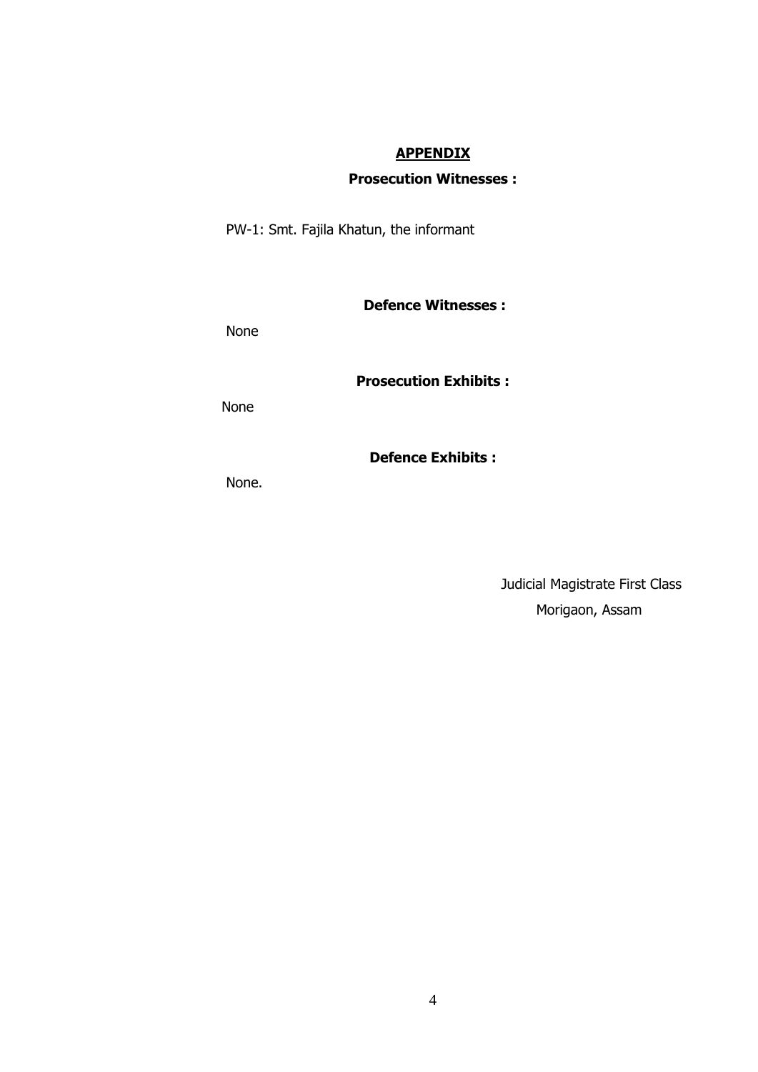## APPENDIX

### Prosecution Witnesses :

PW-1: Smt. Fajila Khatun, the informant

### Defence Witnesses :

None

### Prosecution Exhibits :

None

### Defence Exhibits :

None.

Judicial Magistrate First Class

Morigaon, Assam